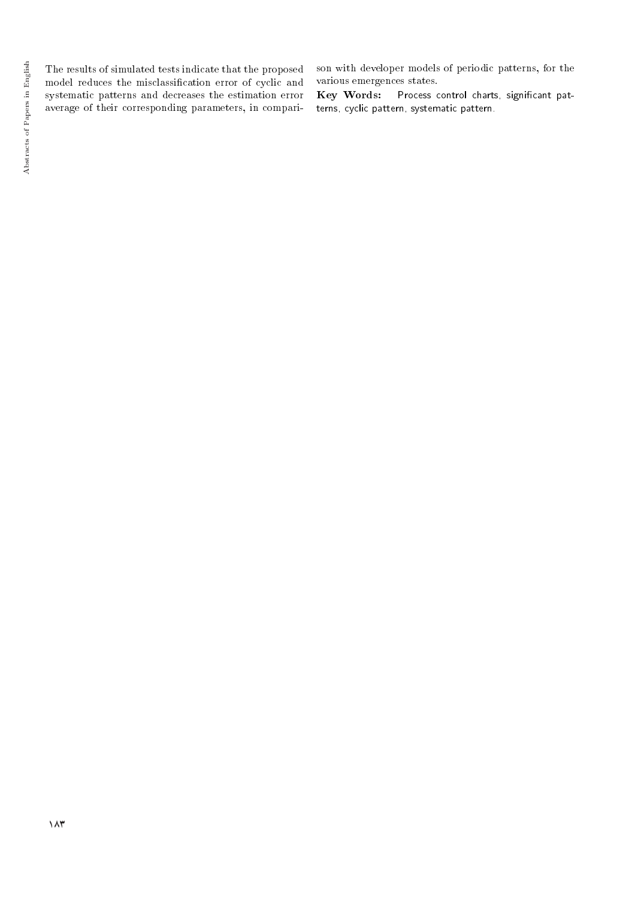The results of simulated tests indicate that the proposed model reduces the misclassification error of cyclic and systematic patterns and decreases the estimation error average of their corresponding parameters, in comparison with developer models of periodic patterns, for the various emergences states.

**Key Words:** Process control charts, significant patterns, cyclic pattern, systematic pattern.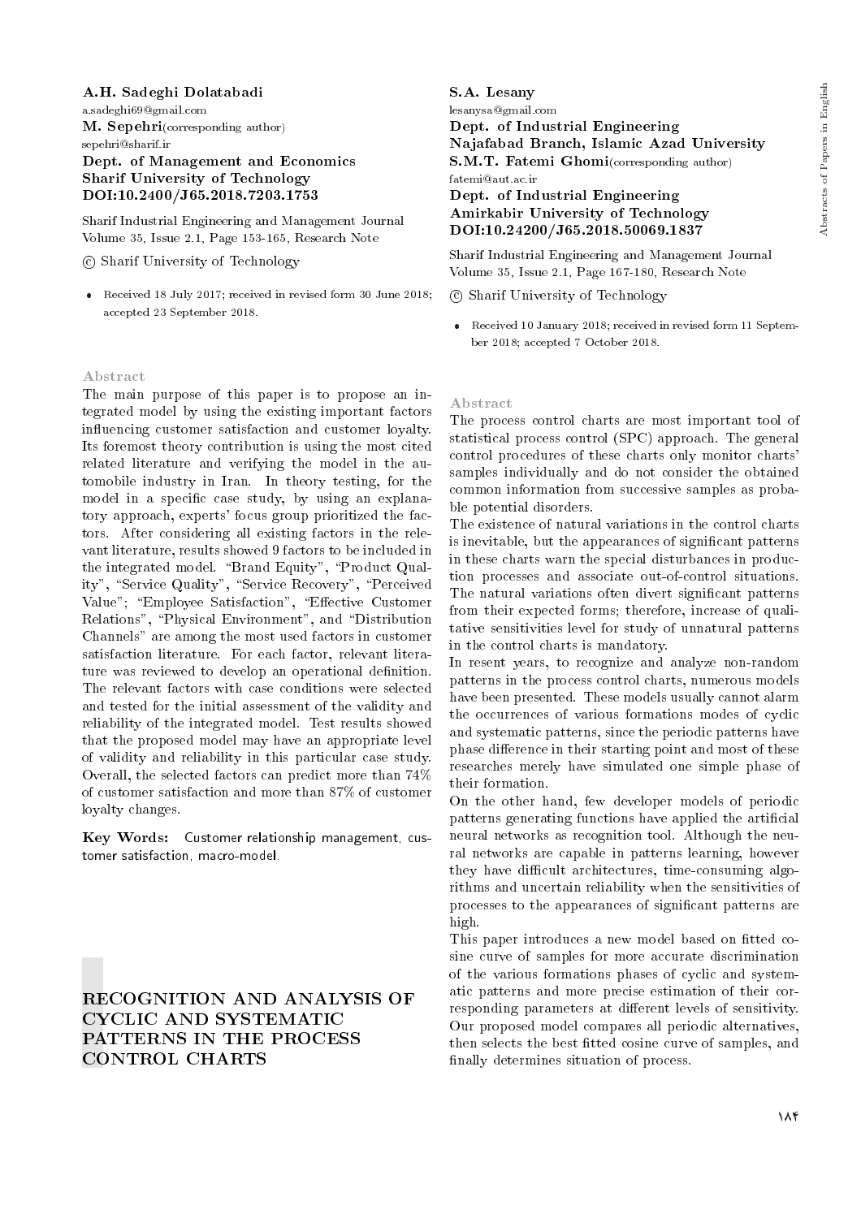**A.H. Sadeghi Dolatabadi**
a.sadeghi69@gmail.com
**M. Sepehri**(corresponding author)
sepehri@sharif.ir
**Dept. of Management and Economics**
**Sharif University of Technology**
**DOI:10.2400/J65.2018.7203.1753**

Sharif Industrial Engineering and Management Journal
Volume 35, Issue 2.1, Page 153-165, Research Note

© Sharif University of Technology

- Received 18 July 2017; received in revised form 30 June 2018; accepted 23 September 2018.

### Abstract

The main purpose of this paper is to propose an integrated model by using the existing important factors influencing customer satisfaction and customer loyalty. Its foremost theory contribution is using the most cited related literature and verifying the model in the automobile industry in Iran. In theory testing, for the model in a specific case study, by using an explanatory approach, experts' focus group prioritized the factors. After considering all existing factors in the relevant literature, results showed 9 factors to be included in the integrated model. "Brand Equity", "Product Quality", "Service Quality", "Service Recovery", "Perceived Value"; "Employee Satisfaction", "Effective Customer Relations", "Physical Environment", and "Distribution Channels" are among the most used factors in customer satisfaction literature. For each factor, relevant literature was reviewed to develop an operational definition. The relevant factors with case conditions were selected and tested for the initial assessment of the validity and reliability of the integrated model. Test results showed that the proposed model may have an appropriate level of validity and reliability in this particular case study. Overall, the selected factors can predict more than 74% of customer satisfaction and more than 87% of customer loyalty changes.

**Key Words:** Customer relationship management, customer satisfaction, macro-model.

## RECOGNITION AND ANALYSIS OF CYCLIC AND SYSTEMATIC PATTERNS IN THE PROCESS CONTROL CHARTS

**S.A. Lesany**
lesanysa@gmail.com
**Dept. of Industrial Engineering**
**Najafabad Branch, Islamic Azad University**
**S.M.T. Fatemi Ghomi**(corresponding author)
fatemi@aut.ac.ir
**Dept. of Industrial Engineering**
**Amirkabir University of Technology**
**DOI:10.24200/J65.2018.50069.1837**

Sharif Industrial Engineering and Management Journal
Volume 35, Issue 2.1, Page 167-180, Research Note

© Sharif University of Technology

- Received 10 January 2018; received in revised form 11 September 2018; accepted 7 October 2018.

### Abstract

The process control charts are most important tool of statistical process control (SPC) approach. The general control procedures of these charts only monitor charts' samples individually and do not consider the obtained common information from successive samples as probable potential disorders.

The existence of natural variations in the control charts is inevitable, but the appearances of significant patterns in these charts warn the special disturbances in production processes and associate out-of-control situations. The natural variations often divert significant patterns from their expected forms; therefore, increase of qualitative sensitivities level for study of unnatural patterns in the control charts is mandatory.

In resent years, to recognize and analyze non-random patterns in the process control charts, numerous models have been presented. These models usually cannot alarm the occurrences of various formations modes of cyclic and systematic patterns, since the periodic patterns have phase difference in their starting point and most of these researches merely have simulated one simple phase of their formation.

On the other hand, few developer models of periodic patterns generating functions have applied the artificial neural networks as recognition tool. Although the neural networks are capable in patterns learning, however they have difficult architectures, time-consuming algorithms and uncertain reliability when the sensitivities of processes to the appearances of significant patterns are high.

This paper introduces a new model based on fitted cosine curve of samples for more accurate discrimination of the various formations phases of cyclic and systematic patterns and more precise estimation of their corresponding parameters at different levels of sensitivity. Our proposed model compares all periodic alternatives, then selects the best fitted cosine curve of samples, and finally determines situation of process.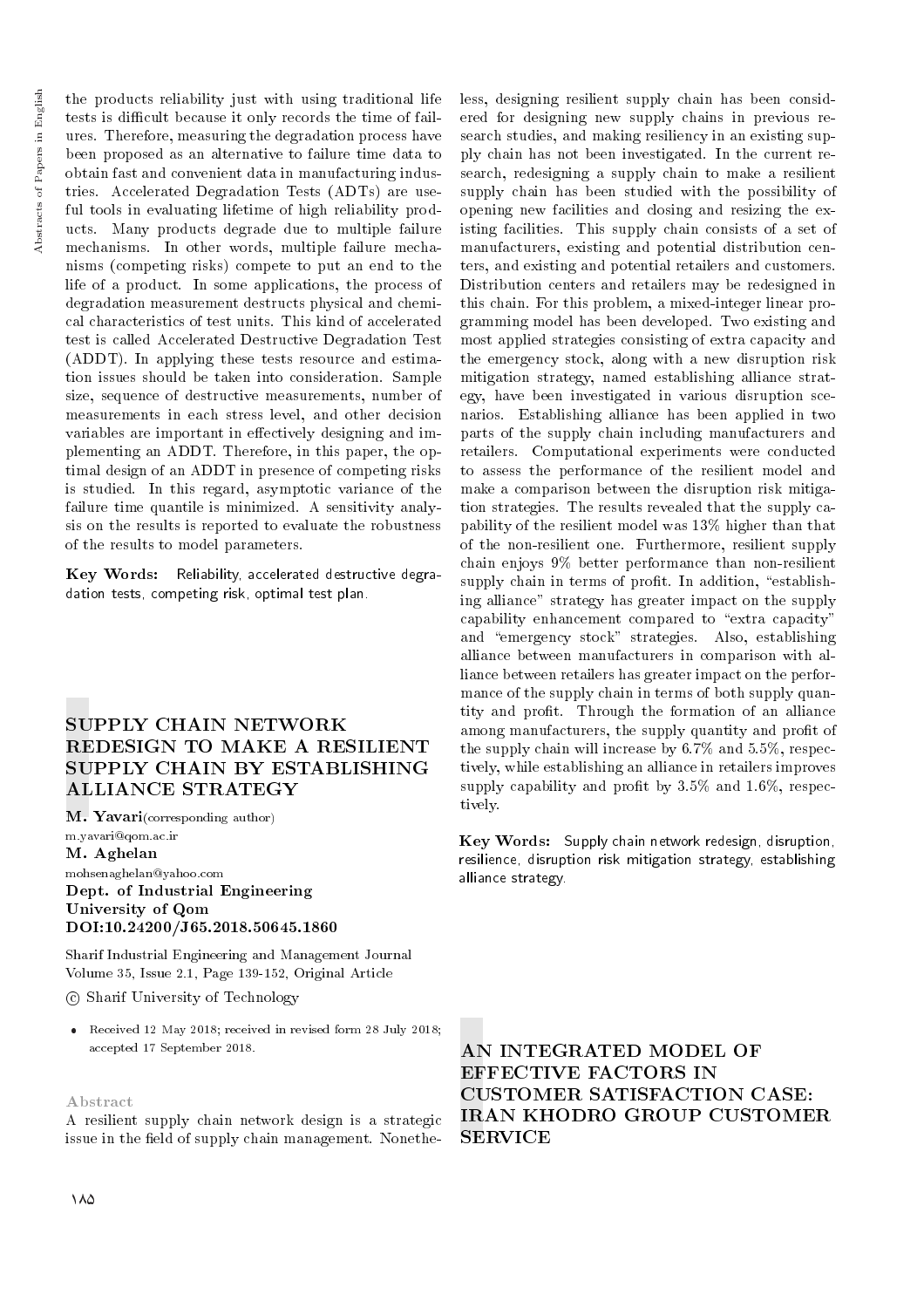the products reliability just with using traditional life tests is difficult because it only records the time of failures. Therefore, measuring the degradation process have been proposed as an alternative to failure time data to obtain fast and convenient data in manufacturing industries. Accelerated Degradation Tests (ADTs) are useful tools in evaluating lifetime of high reliability products. Many products degrade due to multiple failure mechanisms. In other words, multiple failure mechanisms (competing risks) compete to put an end to the life of a product. In some applications, the process of degradation measurement destructs physical and chemical characteristics of test units. This kind of accelerated test is called Accelerated Destructive Degradation Test (ADDT). In applying these tests resource and estimation issues should be taken into consideration. Sample size, sequence of destructive measurements, number of measurements in each stress level, and other decision variables are important in effectively designing and implementing an ADDT. Therefore, in this paper, the optimal design of an ADDT in presence of competing risks is studied. In this regard, asymptotic variance of the failure time quantile is minimized. A sensitivity analysis on the results is reported to evaluate the robustness of the results to model parameters.

**Key Words:** Reliability, accelerated destructive degradation tests, competing risk, optimal test plan.

## SUPPLY CHAIN NETWORK REDESIGN TO MAKE A RESILIENT SUPPLY CHAIN BY ESTABLISHING ALLIANCE STRATEGY

**M. Yavari**(corresponding author)
m.yavari@qom.ac.ir
**M. Aghelan**
mohsenaghelan@yahoo.com
**Dept. of Industrial Engineering**
**University of Qom**
**DOI:10.24200/J65.2018.50645.1860**

Sharif Industrial Engineering and Management Journal
Volume 35, Issue 2.1, Page 139-152, Original Article

© Sharif University of Technology

- Received 12 May 2018; received in revised form 28 July 2018; accepted 17 September 2018.

### Abstract

A resilient supply chain network design is a strategic issue in the field of supply chain management. Nonetheless, designing resilient supply chain has been considered for designing new supply chains in previous research studies, and making resiliency in an existing supply chain has not been investigated. In the current research, redesigning a supply chain to make a resilient supply chain has been studied with the possibility of opening new facilities and closing and resizing the existing facilities. This supply chain consists of a set of manufacturers, existing and potential distribution centers, and existing and potential retailers and customers. Distribution centers and retailers may be redesigned in this chain. For this problem, a mixed-integer linear programming model has been developed. Two existing and most applied strategies consisting of extra capacity and the emergency stock, along with a new disruption risk mitigation strategy, named establishing alliance strategy, have been investigated in various disruption scenarios. Establishing alliance has been applied in two parts of the supply chain including manufacturers and retailers. Computational experiments were conducted to assess the performance of the resilient model and make a comparison between the disruption risk mitigation strategies. The results revealed that the supply capability of the resilient model was 13% higher than that of the non-resilient one. Furthermore, resilient supply chain enjoys 9% better performance than non-resilient supply chain in terms of profit. In addition, "establishing alliance" strategy has greater impact on the supply capability enhancement compared to "extra capacity" and "emergency stock" strategies. Also, establishing alliance between manufacturers in comparison with alliance between retailers has greater impact on the performance of the supply chain in terms of both supply quantity and profit. Through the formation of an alliance among manufacturers, the supply quantity and profit of the supply chain will increase by 6.7% and 5.5%, respectively, while establishing an alliance in retailers improves supply capability and profit by 3.5% and 1.6%, respectively.

**Key Words:** Supply chain network redesign, disruption, resilience, disruption risk mitigation strategy, establishing alliance strategy.

## AN INTEGRATED MODEL OF EFFECTIVE FACTORS IN CUSTOMER SATISFACTION CASE: IRAN KHODRO GROUP CUSTOMER SERVICE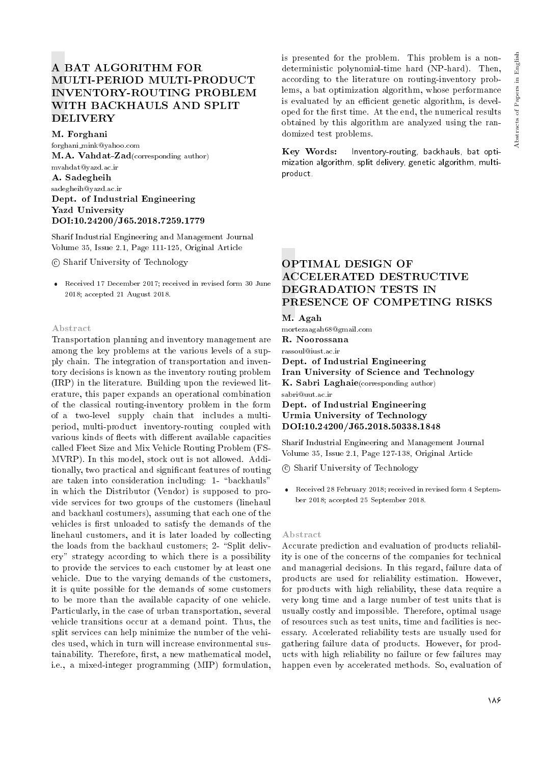# A BAT ALGORITHM FOR MULTI-PERIOD MULTI-PRODUCT INVENTORY-ROUTING PROBLEM WITH BACKHAULS AND SPLIT DELIVERY

**M. Forghani**
forghani_mink@yahoo.com
**M.A. Vahdat-Zad**(corresponding author)
mvahdat@yazd.ac.ir
**A. Sadegheih**
sadegheih@yazd.ac.ir
**Dept. of Industrial Engineering**
**Yazd University**
**DOI:10.24200/J65.2018.7259.1779**

Sharif Industrial Engineering and Management Journal
Volume 35, Issue 2.1, Page 111-125, Original Article

© Sharif University of Technology

- Received 17 December 2017; received in revised form 30 June 2018; accepted 21 August 2018.

### Abstract

Transportation planning and inventory management are among the key problems at the various levels of a supply chain. The integration of transportation and inventory decisions is known as the inventory routing problem (IRP) in the literature. Building upon the reviewed literature, this paper expands an operational combination of the classical routing-inventory problem in the form of a two-level supply chain that includes a multi-period, multi-product inventory-routing coupled with various kinds of fleets with different available capacities called Fleet Size and Mix Vehicle Routing Problem (FS-MVRP). In this model, stock out is not allowed. Additionally, two practical and significant features of routing are taken into consideration including: 1- "backhauls" in which the Distributor (Vendor) is supposed to provide services for two groups of the customers (linehaul and backhaul costumers), assuming that each one of the vehicles is first unloaded to satisfy the demands of the linehaul customers, and it is later loaded by collecting the loads from the backhaul customers; 2- "Split delivery" strategy according to which there is a possibility to provide the services to each customer by at least one vehicle. Due to the varying demands of the customers, it is quite possible for the demands of some customers to be more than the available capacity of one vehicle. Particularly, in the case of urban transportation, several vehicle transitions occur at a demand point. Thus, the split services can help minimize the number of the vehicles used, which in turn will increase environmental sustainability. Therefore, first, a new mathematical model, i.e., a mixed-integer programming (MIP) formulation, is presented for the problem. This problem is a non-deterministic polynomial-time hard (NP-hard). Then, according to the literature on routing-inventory problems, a bat optimization algorithm, whose performance is evaluated by an efficient genetic algorithm, is developed for the first time. At the end, the numerical results obtained by this algorithm are analyzed using the randomized test problems.

**Key Words:** Inventory-routing, backhauls, bat optimization algorithm, split delivery, genetic algorithm, multi-product.

# OPTIMAL DESIGN OF ACCELERATED DESTRUCTIVE DEGRADATION TESTS IN PRESENCE OF COMPETING RISKS

**M. Agah**
mortezaagah68@gmail.com
**R. Noorossana**
rassoul@iust.ac.ir
**Dept. of Industrial Engineering**
**Iran University of Science and Technology**
**K. Sabri Laghaie**(corresponding author)
sabri@uut.ac.ir
**Dept. of Industrial Engineering**
**Urmia University of Technology**
**DOI:10.24200/J65.2018.50338.1848**

Sharif Industrial Engineering and Management Journal
Volume 35, Issue 2.1, Page 127-138, Original Article

© Sharif University of Technology

- Received 28 February 2018; received in revised form 4 September 2018; accepted 25 September 2018.

### Abstract

Accurate prediction and evaluation of products reliability is one of the concerns of the companies for technical and managerial decisions. In this regard, failure data of products are used for reliability estimation. However, for products with high reliability, these data require a very long time and a large number of test units that is usually costly and impossible. Therefore, optimal usage of resources such as test units, time and facilities is necessary. Accelerated reliability tests are usually used for gathering failure data of products. However, for products with high reliability no failure or few failures may happen even by accelerated methods. So, evaluation of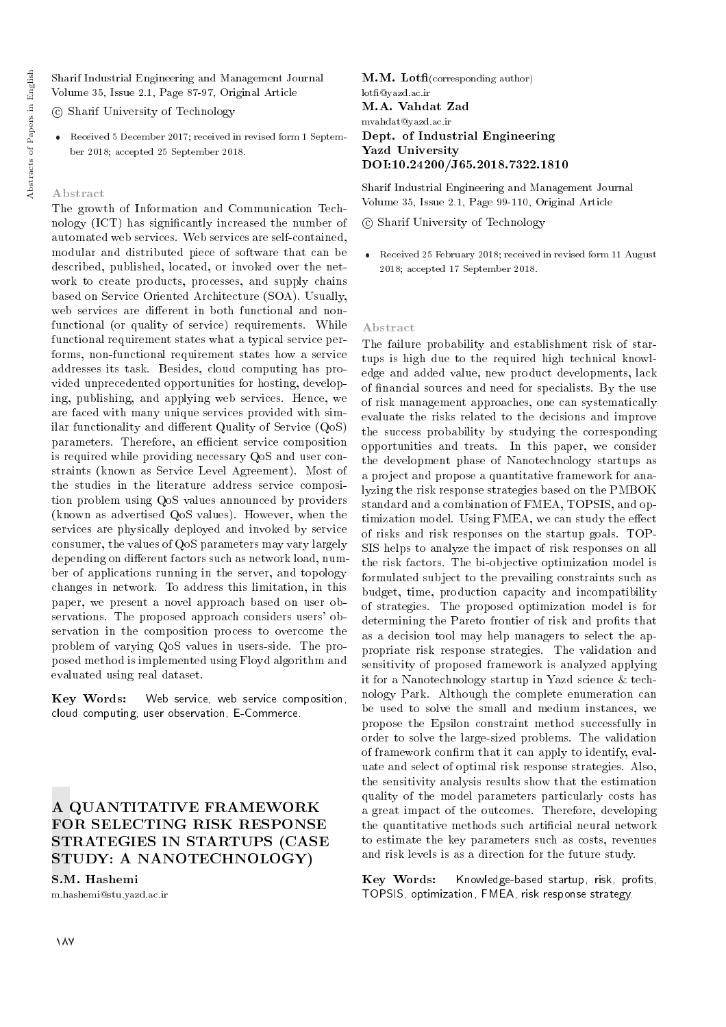© Sharif University of Technology

- Received 5 December 2017; received in revised form 1 September 2018; accepted 25 September 2018.

### Abstract

The growth of Information and Communication Technology (ICT) has significantly increased the number of automated web services. Web services are self-contained, modular and distributed piece of software that can be described, published, located, or invoked over the network to create products, processes, and supply chains based on Service Oriented Architecture (SOA). Usually, web services are different in both functional and non-functional (or quality of service) requirements. While functional requirement states what a typical service performs, non-functional requirement states how a service addresses its task. Besides, cloud computing has provided unprecedented opportunities for hosting, developing, publishing, and applying web services. Hence, we are faced with many unique services provided with similar functionality and different Quality of Service (QoS) parameters. Therefore, an efficient service composition is required while providing necessary QoS and user constraints (known as Service Level Agreement). Most of the studies in the literature address service composition problem using QoS values announced by providers (known as advertised QoS values). However, when the services are physically deployed and invoked by service consumer, the values of QoS parameters may vary largely depending on different factors such as network load, number of applications running in the server, and topology changes in network. To address this limitation, in this paper, we present a novel approach based on user observations. The proposed approach considers users' observation in the composition process to overcome the problem of varying QoS values in users-side. The proposed method is implemented using Floyd algorithm and evaluated using real dataset.

**Key Words:** Web service, web service composition, cloud computing, user observation, E-Commerce.

# A QUANTITATIVE FRAMEWORK FOR SELECTING RISK RESPONSE STRATEGIES IN STARTUPS (CASE STUDY: A NANOTECHNOLOGY)

**S.M. Hashemi**
m.hashemi@stu.yazd.ac.ir

**M.M. Lotfi**(corresponding author)
lotfi@yazd.ac.ir

**M.A. Vahdat Zad**
mvahdat@yazd.ac.ir

**Dept. of Industrial Engineering**
**Yazd University**
**DOI:10.24200/J65.2018.7322.1810**

Sharif Industrial Engineering and Management Journal
Volume 35, Issue 2.1, Page 99-110, Original Article

© Sharif University of Technology

- Received 25 February 2018; received in revised form 11 August 2018; accepted 17 September 2018.

### Abstract

The failure probability and establishment risk of startups is high due to the required high technical knowledge and added value, new product developments, lack of financial sources and need for specialists. By the use of risk management approaches, one can systematically evaluate the risks related to the decisions and improve the success probability by studying the corresponding opportunities and treats. In this paper, we consider the development phase of Nanotechnology startups as a project and propose a quantitative framework for analyzing the risk response strategies based on the PMBOK standard and a combination of FMEA, TOPSIS, and optimization model. Using FMEA, we can study the effect of risks and risk responses on the startup goals. TOPSIS helps to analyze the impact of risk responses on all the risk factors. The bi-objective optimization model is formulated subject to the prevailing constraints such as budget, time, production capacity and incompatibility of strategies. The proposed optimization model is for determining the Pareto frontier of risk and profits that as a decision tool may help managers to select the appropriate risk response strategies. The validation and sensitivity of proposed framework is analyzed applying it for a Nanotechnology startup in Yazd science & technology Park. Although the complete enumeration can be used to solve the small and medium instances, we propose the Epsilon constraint method successfully in order to solve the large-sized problems. The validation of framework confirm that it can apply to identify, evaluate and select of optimal risk response strategies. Also, the sensitivity analysis results show that the estimation quality of the model parameters particularly costs has a great impact of the outcomes. Therefore, developing the quantitative methods such artificial neural network to estimate the key parameters such as costs, revenues and risk levels is as a direction for the future study.

**Key Words:** Knowledge-based startup, risk, profits, TOPSIS, optimization, FMEA, risk response strategy.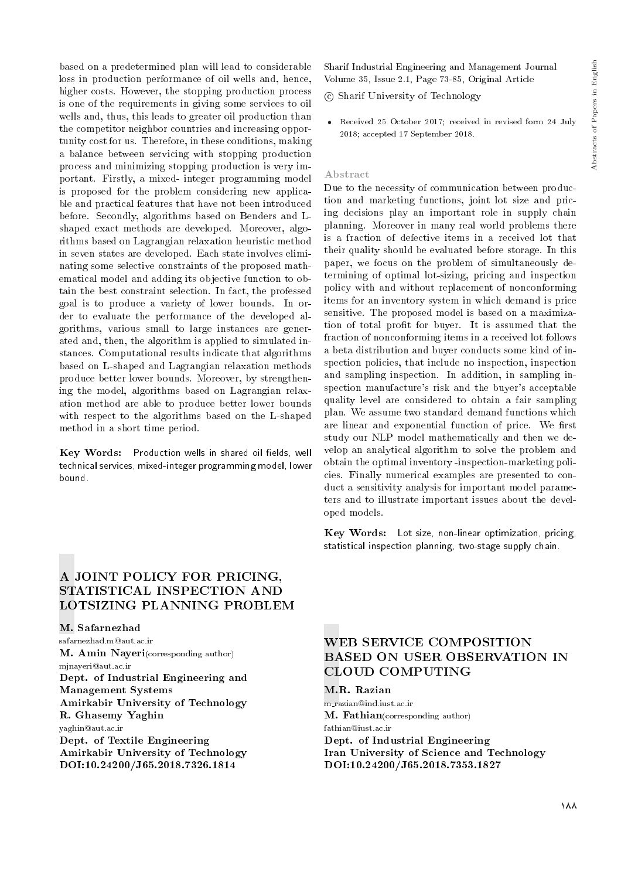based on a predetermined plan will lead to considerable loss in production performance of oil wells and, hence, higher costs. However, the stopping production process is one of the requirements in giving some services to oil wells and, thus, this leads to greater oil production than the competitor neighbor countries and increasing opportunity cost for us. Therefore, in these conditions, making a balance between servicing with stopping production process and minimizing stopping production is very important. Firstly, a mixed- integer programming model is proposed for the problem considering new applicable and practical features that have not been introduced before. Secondly, algorithms based on Benders and L-shaped exact methods are developed. Moreover, algorithms based on Lagrangian relaxation heuristic method in seven states are developed. Each state involves eliminating some selective constraints of the proposed mathematical model and adding its objective function to obtain the best constraint selection. In fact, the professed goal is to produce a variety of lower bounds. In order to evaluate the performance of the developed algorithms, various small to large instances are generated and, then, the algorithm is applied to simulated instances. Computational results indicate that algorithms based on L-shaped and Lagrangian relaxation methods produce better lower bounds. Moreover, by strengthening the model, algorithms based on Lagrangian relaxation method are able to produce better lower bounds with respect to the algorithms based on the L-shaped method in a short time period.

**Key Words:** Production wells in shared oil fields, well technical services, mixed-integer programming model, lower bound.

## A JOINT POLICY FOR PRICING, STATISTICAL INSPECTION AND LOTSIZING PLANNING PROBLEM

**M. Safarnezhad**
safarnezhad.m@aut.ac.ir
**M. Amin Nayeri** (corresponding author)
mjnayeri@aut.ac.ir
**Dept. of Industrial Engineering and Management Systems**
**Amirkabir University of Technology**
**R. Ghasemy Yaghin**
yaghin@aut.ac.ir
**Dept. of Textile Engineering**
**Amirkabir University of Technology**
**DOI:10.24200/J65.2018.7326.1814**

Sharif Industrial Engineering and Management Journal
Volume 35, Issue 2.1, Page 73-85, Original Article
© Sharif University of Technology

- Received 25 October 2017; received in revised form 24 July 2018; accepted 17 September 2018.

### Abstract

Due to the necessity of communication between production and marketing functions, joint lot size and pricing decisions play an important role in supply chain planning. Moreover in many real world problems there is a fraction of defective items in a received lot that their quality should be evaluated before storage. In this paper, we focus on the problem of simultaneously determining of optimal lot-sizing, pricing and inspection policy with and without replacement of nonconforming items for an inventory system in which demand is price sensitive. The proposed model is based on a maximization of total profit for buyer. It is assumed that the fraction of nonconforming items in a received lot follows a beta distribution and buyer conducts some kind of inspection policies, that include no inspection, inspection and sampling inspection. In addition, in sampling inspection manufacture's risk and the buyer's acceptable quality level are considered to obtain a fair sampling plan. We assume two standard demand functions which are linear and exponential function of price. We first study our NLP model mathematically and then we develop an analytical algorithm to solve the problem and obtain the optimal inventory -inspection-marketing policies. Finally numerical examples are presented to conduct a sensitivity analysis for important model parameters and to illustrate important issues about the developed models.

**Key Words:** Lot size, non-linear optimization, pricing, statistical inspection planning, two-stage supply chain.

## WEB SERVICE COMPOSITION BASED ON USER OBSERVATION IN CLOUD COMPUTING

**M.R. Razian**
m_razian@ind.iust.ac.ir
**M. Fathian** (corresponding author)
fathian@iust.ac.ir
**Dept. of Industrial Engineering**
**Iran University of Science and Technology**
**DOI:10.24200/J65.2018.7353.1827**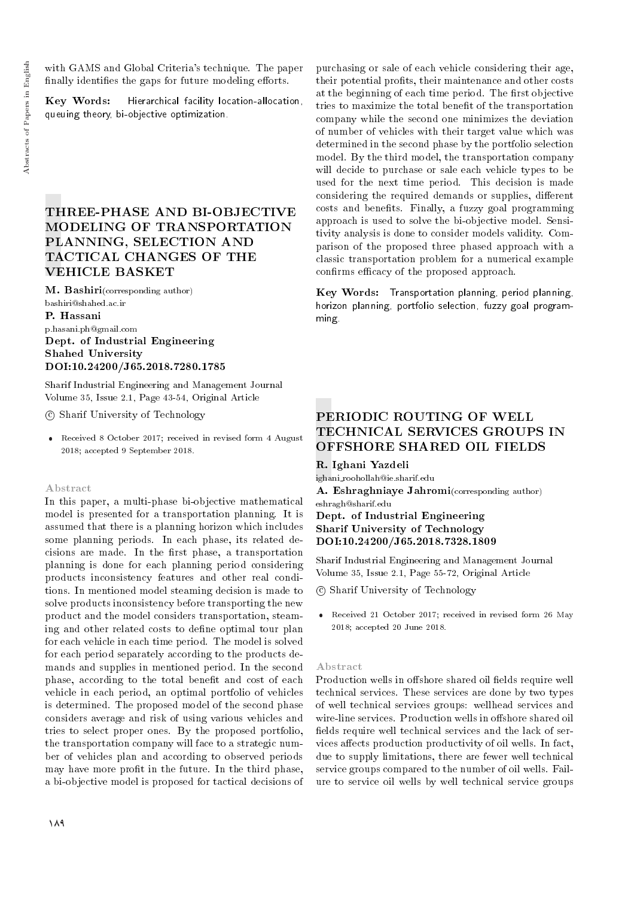with GAMS and Global Criteria's technique. The paper finally identifies the gaps for future modeling efforts.

**Key Words:** Hierarchical facility location-allocation, queuing theory, bi-objective optimization.

## THREE-PHASE AND BI-OBJECTIVE MODELING OF TRANSPORTATION PLANNING, SELECTION AND TACTICAL CHANGES OF THE VEHICLE BASKET

**M. Bashiri**(corresponding author)
bashiri@shahed.ac.ir
**P. Hassani**
p.hasani.ph@gmail.com
**Dept. of Industrial Engineering**
**Shahed University**
**DOI:10.24200/J65.2018.7280.1785**

Sharif Industrial Engineering and Management Journal
Volume 35, Issue 2.1, Page 43-54, Original Article

© Sharif University of Technology

- Received 8 October 2017; received in revised form 4 August 2018; accepted 9 September 2018.

### Abstract

In this paper, a multi-phase bi-objective mathematical model is presented for a transportation planning. It is assumed that there is a planning horizon which includes some planning periods. In each phase, its related decisions are made. In the first phase, a transportation planning is done for each planning period considering products inconsistency features and other real conditions. In mentioned model steaming decision is made to solve products inconsistency before transporting the new product and the model considers transportation, steaming and other related costs to define optimal tour plan for each vehicle in each time period. The model is solved for each period separately according to the products demands and supplies in mentioned period. In the second phase, according to the total benefit and cost of each vehicle in each period, an optimal portfolio of vehicles is determined. The proposed model of the second phase considers average and risk of using various vehicles and tries to select proper ones. By the proposed portfolio, the transportation company will face to a strategic number of vehicles plan and according to observed periods may have more profit in the future. In the third phase, a bi-objective model is proposed for tactical decisions of purchasing or sale of each vehicle considering their age, their potential profits, their maintenance and other costs at the beginning of each time period. The first objective tries to maximize the total benefit of the transportation company while the second one minimizes the deviation of number of vehicles with their target value which was determined in the second phase by the portfolio selection model. By the third model, the transportation company will decide to purchase or sale each vehicle types to be used for the next time period. This decision is made considering the required demands or supplies, different costs and benefits. Finally, a fuzzy goal programming approach is used to solve the bi-objective model. Sensitivity analysis is done to consider models validity. Comparison of the proposed three phased approach with a classic transportation problem for a numerical example confirms efficacy of the proposed approach.

**Key Words:** Transportation planning, period planning, horizon planning, portfolio selection, fuzzy goal programming.

## PERIODIC ROUTING OF WELL TECHNICAL SERVICES GROUPS IN OFFSHORE SHARED OIL FIELDS

**R. Ighani Yazdeli**
ighani_roohollah@ie.sharif.edu
**A. Eshraghniaye Jahromi**(corresponding author)
eshragh@sharif.edu
**Dept. of Industrial Engineering**
**Sharif University of Technology**
**DOI:10.24200/J65.2018.7328.1809**

Sharif Industrial Engineering and Management Journal
Volume 35, Issue 2.1, Page 55-72, Original Article

© Sharif University of Technology

- Received 21 October 2017; received in revised form 26 May 2018; accepted 20 June 2018.

### Abstract

Production wells in offshore shared oil fields require well technical services. These services are done by two types of well technical services groups: wellhead services and wire-line services. Production wells in offshore shared oil fields require well technical services and the lack of services affects production productivity of oil wells. In fact, due to supply limitations, there are fewer well technical service groups compared to the number of oil wells. Failure to service oil wells by well technical service groups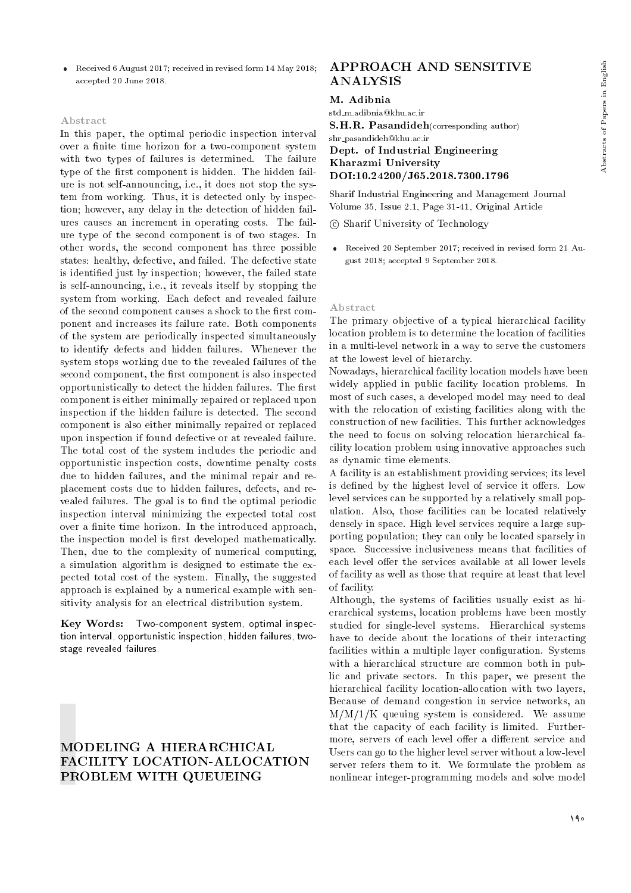- Received 6 August 2017; received in revised form 14 May 2018; accepted 20 June 2018.

### Abstract

In this paper, the optimal periodic inspection interval over a finite time horizon for a two-component system with two types of failures is determined. The failure type of the first component is hidden. The hidden failure is not self-announcing, i.e., it does not stop the system from working. Thus, it is detected only by inspection; however, any delay in the detection of hidden failures causes an increment in operating costs. The failure type of the second component is of two stages. In other words, the second component has three possible states: healthy, defective, and failed. The defective state is identified just by inspection; however, the failed state is self-announcing, i.e., it reveals itself by stopping the system from working. Each defect and revealed failure of the second component causes a shock to the first component and increases its failure rate. Both components of the system are periodically inspected simultaneously to identify defects and hidden failures. Whenever the system stops working due to the revealed failures of the second component, the first component is also inspected opportunistically to detect the hidden failures. The first component is either minimally repaired or replaced upon inspection if the hidden failure is detected. The second component is also either minimally repaired or replaced upon inspection if found defective or at revealed failure. The total cost of the system includes the periodic and opportunistic inspection costs, downtime penalty costs due to hidden failures, and the minimal repair and replacement costs due to hidden failures, defects, and revealed failures. The goal is to find the optimal periodic inspection interval minimizing the expected total cost over a finite time horizon. In the introduced approach, the inspection model is first developed mathematically. Then, due to the complexity of numerical computing, a simulation algorithm is designed to estimate the expected total cost of the system. Finally, the suggested approach is explained by a numerical example with sensitivity analysis for an electrical distribution system.

**Key Words:** Two-component system, optimal inspection interval, opportunistic inspection, hidden failures, two-stage revealed failures.

## MODELING A HIERARCHICAL FACILITY LOCATION-ALLOCATION PROBLEM WITH QUEUEING APPROACH AND SENSITIVE ANALYSIS

**M. Adibnia**
std_m.adibnia@khu.ac.ir
**S.H.R. Pasandideh** (corresponding author)
shr_pasandideh@khu.ac.ir
**Dept. of Industrial Engineering**
**Kharazmi University**
**DOI:10.24200/J65.2018.7300.1796**

Sharif Industrial Engineering and Management Journal
Volume 35, Issue 2.1, Page 31-41, Original Article

© Sharif University of Technology

- Received 20 September 2017; received in revised form 21 August 2018; accepted 9 September 2018.

### Abstract

The primary objective of a typical hierarchical facility location problem is to determine the location of facilities in a multi-level network in a way to serve the customers at the lowest level of hierarchy.

Nowadays, hierarchical facility location models have been widely applied in public facility location problems. In most of such cases, a developed model may need to deal with the relocation of existing facilities along with the construction of new facilities. This further acknowledges the need to focus on solving relocation hierarchical facility location problem using innovative approaches such as dynamic time elements.

A facility is an establishment providing services; its level is defined by the highest level of service it offers. Low level services can be supported by a relatively small population. Also, those facilities can be located relatively densely in space. High level services require a large supporting population; they can only be located sparsely in space. Successive inclusiveness means that facilities of each level offer the services available at all lower levels of facility as well as those that require at least that level of facility.

Although, the systems of facilities usually exist as hierarchical systems, location problems have been mostly studied for single-level systems. Hierarchical systems have to decide about the locations of their interacting facilities within a multiple layer configuration. Systems with a hierarchical structure are common both in public and private sectors. In this paper, we present the hierarchical facility location-allocation with two layers, Because of demand congestion in service networks, an M/M/1/K queuing system is considered. We assume that the capacity of each facility is limited. Furthermore, servers of each level offer a different service and Users can go to the higher level server without a low-level server refers them to it. We formulate the problem as nonlinear integer-programming models and solve model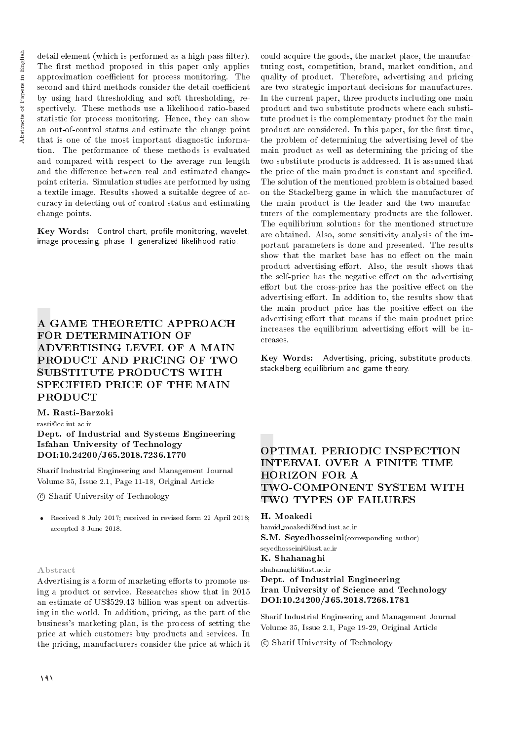detail element (which is performed as a high-pass filter). The first method proposed in this paper only applies approximation coefficient for process monitoring. The second and third methods consider the detail coefficient by using hard thresholding and soft thresholding, respectively. These methods use a likelihood ratio-based statistic for process monitoring. Hence, they can show an out-of-control status and estimate the change point that is one of the most important diagnostic information. The performance of these methods is evaluated and compared with respect to the average run length and the difference between real and estimated change-point criteria. Simulation studies are performed by using a textile image. Results showed a suitable degree of accuracy in detecting out of control status and estimating change points.

**Key Words:** Control chart, profile monitoring, wavelet, image processing, phase II, generalized likelihood ratio.

## A GAME THEORETIC APPROACH FOR DETERMINATION OF ADVERTISING LEVEL OF A MAIN PRODUCT AND PRICING OF TWO SUBSTITUTE PRODUCTS WITH SPECIFIED PRICE OF THE MAIN PRODUCT

**M. Rasti-Barzoki**
rasti@cc.iut.ac.ir
**Dept. of Industrial and Systems Engineering**
**Isfahan University of Technology**
**DOI:10.24200/J65.2018.7236.1770**

Sharif Industrial Engineering and Management Journal
Volume 35, Issue 2.1, Page 11-18, Original Article

© Sharif University of Technology

- Received 8 July 2017; received in revised form 22 April 2018; accepted 3 June 2018.

### Abstract

Advertising is a form of marketing efforts to promote using a product or service. Researches show that in 2015 an estimate of US$529.43 billion was spent on advertising in the world. In addition, pricing, as the part of the business's marketing plan, is the process of setting the price at which customers buy products and services. In the pricing, manufacturers consider the price at which it could acquire the goods, the market place, the manufacturing cost, competition, brand, market condition, and quality of product. Therefore, advertising and pricing are two strategic important decisions for manufactures. In the current paper, three products including one main product and two substitute products where each substitute product is the complementary product for the main product are considered. In this paper, for the first time, the problem of determining the advertising level of the main product as well as determining the pricing of the two substitute products is addressed. It is assumed that the price of the main product is constant and specified. The solution of the mentioned problem is obtained based on the Stackelberg game in which the manufacturer of the main product is the leader and the two manufacturers of the complementary products are the follower. The equilibrium solutions for the mentioned structure are obtained. Also, some sensitivity analysis of the important parameters is done and presented. The results show that the market base has no effect on the main product advertising effort. Also, the result shows that the self-price has the negative effect on the advertising effort but the cross-price has the positive effect on the advertising effort. In addition to, the results show that the main product price has the positive effect on the advertising effort that means if the main product price increases the equilibrium advertising effort will be increases.

**Key Words:** Advertising, pricing, substitute products, stackelberg equilibrium and game theory.

## OPTIMAL PERIODIC INSPECTION INTERVAL OVER A FINITE TIME HORIZON FOR A TWO-COMPONENT SYSTEM WITH TWO TYPES OF FAILURES

**H. Moakedi**
hamid_moakedi@ind.iust.ac.ir
**S.M. Seyedhosseini**(corresponding author)
seyedhosseini@iust.ac.ir
**K. Shahanaghi**
shahanaghi@iust.ac.ir
**Dept. of Industrial Engineering**
**Iran University of Science and Technology**
**DOI:10.24200/J65.2018.7268.1781**

Sharif Industrial Engineering and Management Journal
Volume 35, Issue 2.1, Page 19-29, Original Article

© Sharif University of Technology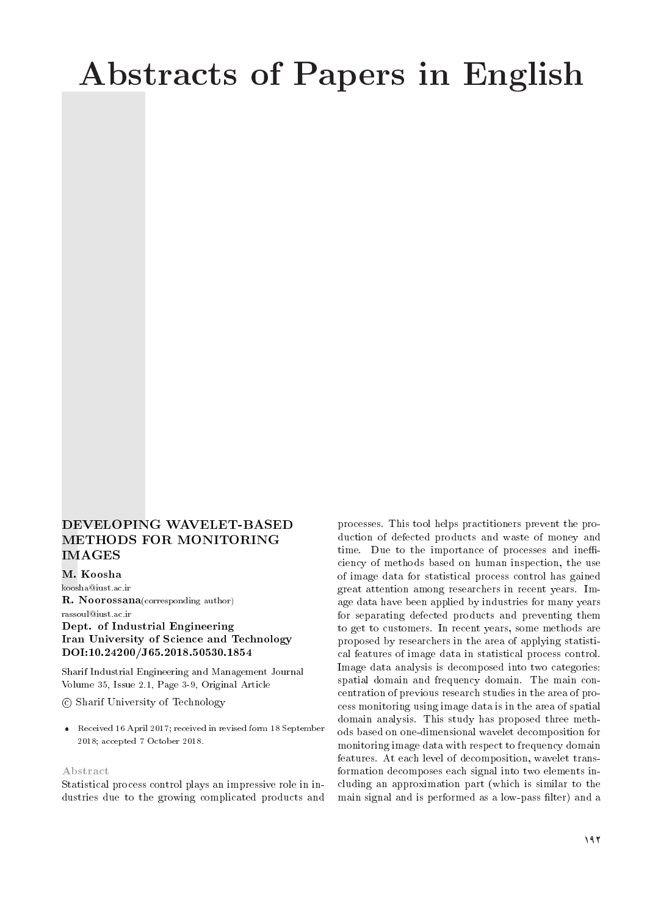# Abstracts of Papers in English

## DEVELOPING WAVELET-BASED METHODS FOR MONITORING IMAGES

**M. Koosha**
koosha@iust.ac.ir
**R. Noorossana**(corresponding author)
rassoul@iust.ac.ir
**Dept. of Industrial Engineering**
**Iran University of Science and Technology**
**DOI:10.24200/J65.2018.50530.1854**

Sharif Industrial Engineering and Management Journal
Volume 35, Issue 2.1, Page 3-9, Original Article

© Sharif University of Technology

- Received 16 April 2017; received in revised form 18 September 2018; accepted 7 October 2018.

### Abstract

Statistical process control plays an impressive role in industries due to the growing complicated products and processes. This tool helps practitioners prevent the production of defected products and waste of money and time. Due to the importance of processes and inefficiency of methods based on human inspection, the use of image data for statistical process control has gained great attention among researchers in recent years. Image data have been applied by industries for many years for separating defected products and preventing them to get to customers. In recent years, some methods are proposed by researchers in the area of applying statistical features of image data in statistical process control. Image data analysis is decomposed into two categories: spatial domain and frequency domain. The main concentration of previous research studies in the area of process monitoring using image data is in the area of spatial domain analysis. This study has proposed three methods based on one-dimensional wavelet decomposition for monitoring image data with respect to frequency domain features. At each level of decomposition, wavelet transformation decomposes each signal into two elements including an approximation part (which is similar to the main signal and is performed as a low-pass filter) and a